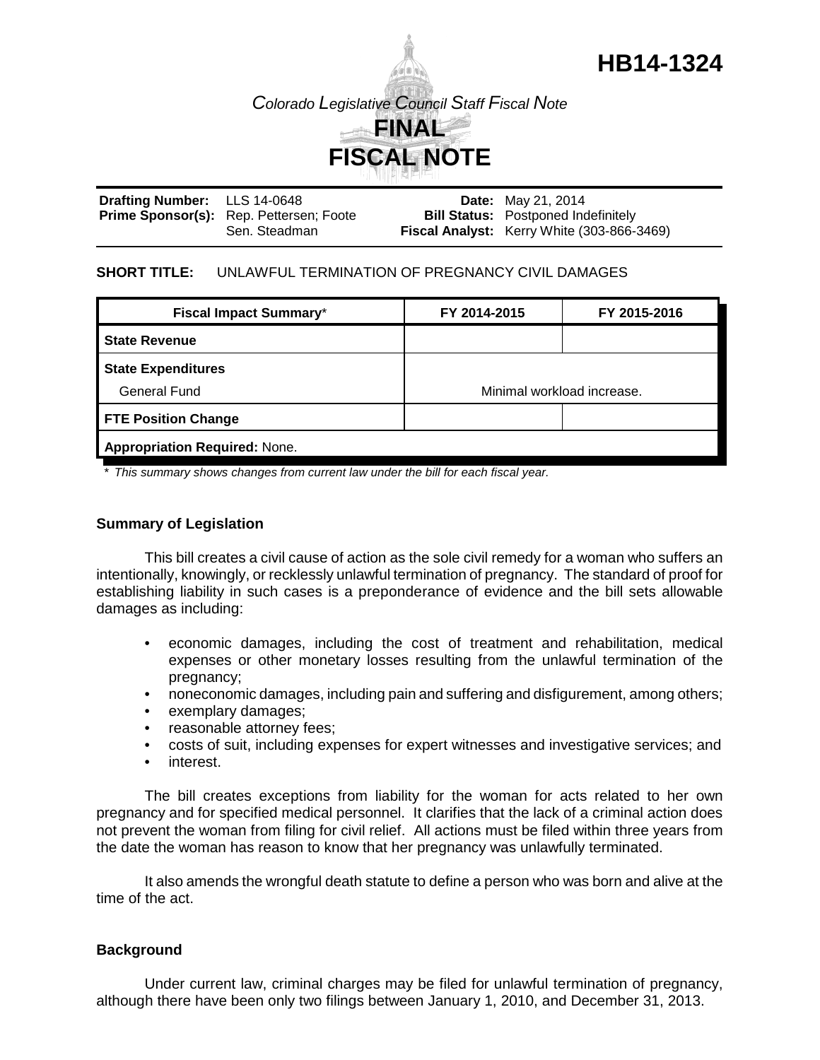# HB14-1324

*Colorado Legislative Council Staff Fiscal Note*

# FINAL FISCAL NOTE

| | | | |
|---|---|---|---|
| **Drafting Number:** | LLS 14-0648 | **Date:** | May 21, 2014 |
| **Prime Sponsor(s):** | Rep. Pettersen; Foote Sen. Steadman | **Bill Status:** | Postponed Indefinitely |
| | | **Fiscal Analyst:** | Kerry White (303-866-3469) |

**SHORT TITLE:** UNLAWFUL TERMINATION OF PREGNANCY CIVIL DAMAGES

| Fiscal Impact Summary* | FY 2014-2015 | FY 2015-2016 |
|---|---|---|
| **State Revenue** | | |
| **State Expenditures** | | |
| General Fund | Minimal workload increase. | |
| **FTE Position Change** | | |
| **Appropriation Required:** None. | | |

*\* This summary shows changes from current law under the bill for each fiscal year.*

### Summary of Legislation

This bill creates a civil cause of action as the sole civil remedy for a woman who suffers an intentionally, knowingly, or recklessly unlawful termination of pregnancy. The standard of proof for establishing liability in such cases is a preponderance of evidence and the bill sets allowable damages as including:

- economic damages, including the cost of treatment and rehabilitation, medical expenses or other monetary losses resulting from the unlawful termination of the pregnancy;
- noneconomic damages, including pain and suffering and disfigurement, among others;
- exemplary damages;
- reasonable attorney fees;
- costs of suit, including expenses for expert witnesses and investigative services; and
- interest.

The bill creates exceptions from liability for the woman for acts related to her own pregnancy and for specified medical personnel. It clarifies that the lack of a criminal action does not prevent the woman from filing for civil relief. All actions must be filed within three years from the date the woman has reason to know that her pregnancy was unlawfully terminated.

It also amends the wrongful death statute to define a person who was born and alive at the time of the act.

### Background

Under current law, criminal charges may be filed for unlawful termination of pregnancy, although there have been only two filings between January 1, 2010, and December 31, 2013.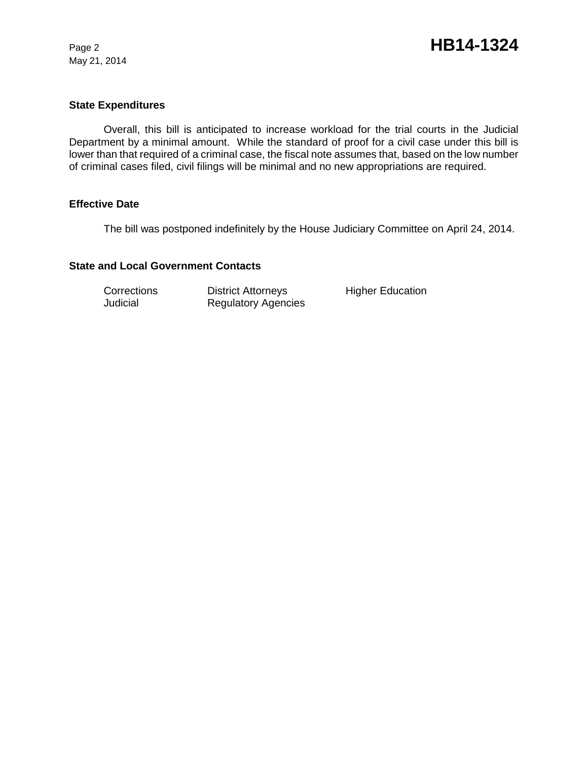**State Expenditures**

Overall, this bill is anticipated to increase workload for the trial courts in the Judicial Department by a minimal amount. While the standard of proof for a civil case under this bill is lower than that required of a criminal case, the fiscal note assumes that, based on the low number of criminal cases filed, civil filings will be minimal and no new appropriations are required.

**Effective Date**

The bill was postponed indefinitely by the House Judiciary Committee on April 24, 2014.

**State and Local Government Contacts**

| | | |
|---|---|---|
| Corrections | District Attorneys | Higher Education |
| Judicial | Regulatory Agencies | |